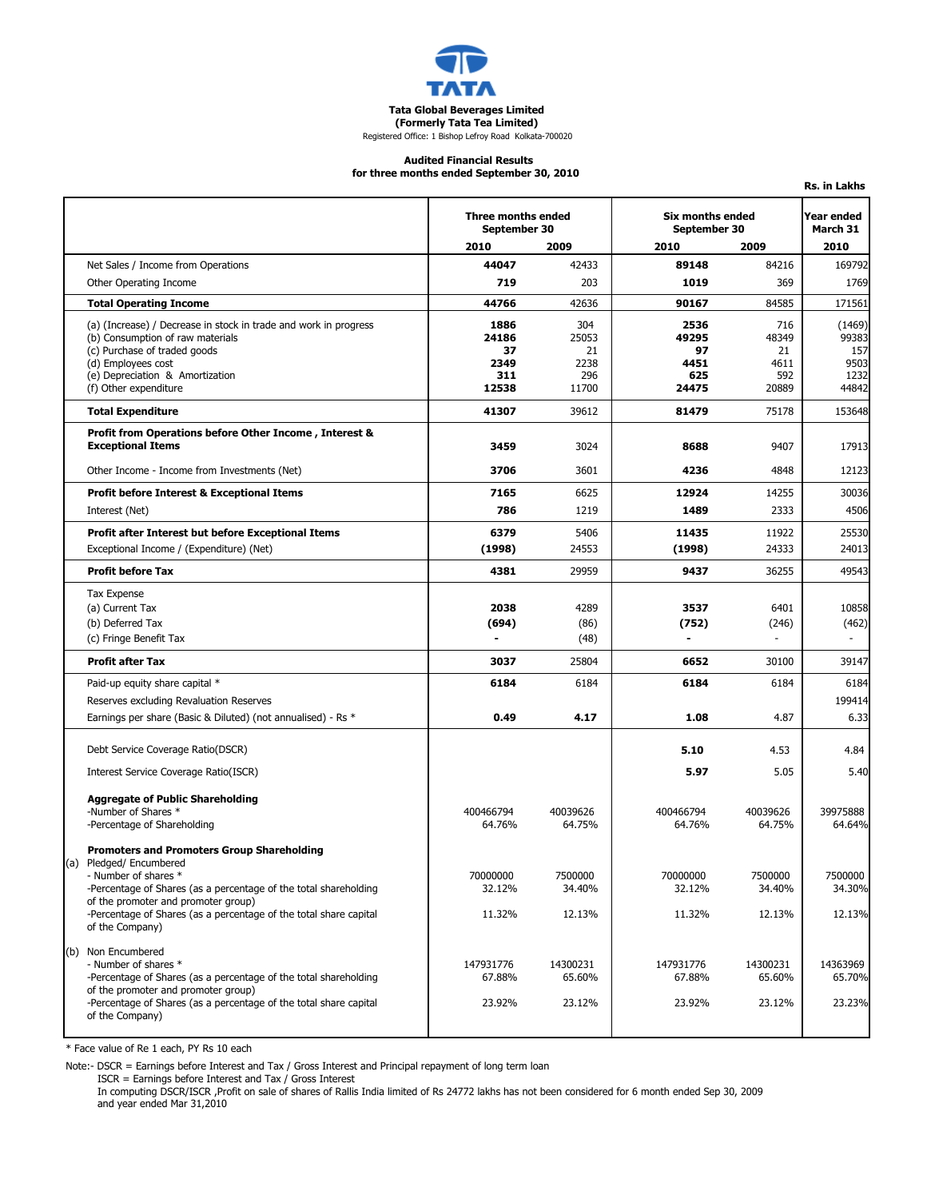TATA

**Tata Global Beverages Limited**
**(Formerly Tata Tea Limited)**
Registered Office: 1 Bishop Lefroy Road Kolkata-700020

**Audited Financial Results**
**for three months ended September 30, 2010**

Rs. in Lakhs

| | Three months ended September 30 | | Six months ended September 30 | | Year ended March 31 |
|---|---|---|---|---|---|
| | **2010** | **2009** | **2010** | **2009** | **2010** |
| Net Sales / Income from Operations | **44047** | 42433 | **89148** | 84216 | 169792 |
| Other Operating Income | **719** | 203 | **1019** | 369 | 1769 |
| **Total Operating Income** | **44766** | 42636 | **90167** | 84585 | 171561 |
| (a) (Increase) / Decrease in stock in trade and work in progress | **1886** | 304 | **2536** | 716 | (1469) |
| (b) Consumption of raw materials | **24186** | 25053 | **49295** | 48349 | 99383 |
| (c) Purchase of traded goods | **37** | 21 | **97** | 21 | 157 |
| (d) Employees cost | **2349** | 2238 | **4451** | 4611 | 9503 |
| (e) Depreciation & Amortization | **311** | 296 | **625** | 592 | 1232 |
| (f) Other expenditure | **12538** | 11700 | **24475** | 20889 | 44842 |
| **Total Expenditure** | **41307** | 39612 | **81479** | 75178 | 153648 |
| **Profit from Operations before Other Income , Interest & Exceptional Items** | **3459** | 3024 | **8688** | 9407 | 17913 |
| Other Income - Income from Investments (Net) | **3706** | 3601 | **4236** | 4848 | 12123 |
| **Profit before Interest & Exceptional Items** | **7165** | 6625 | **12924** | 14255 | 30036 |
| Interest (Net) | **786** | 1219 | **1489** | 2333 | 4506 |
| **Profit after Interest but before Exceptional Items** | **6379** | 5406 | **11435** | 11922 | 25530 |
| Exceptional Income / (Expenditure) (Net) | **(1998)** | 24553 | **(1998)** | 24333 | 24013 |
| **Profit before Tax** | **4381** | 29959 | **9437** | 36255 | 49543 |
| Tax Expense | | | | | |
| (a) Current Tax | **2038** | 4289 | **3537** | 6401 | 10858 |
| (b) Deferred Tax | **(694)** | (86) | **(752)** | (246) | (462) |
| (c) Fringe Benefit Tax | **-** | (48) | **-** | - | - |
| **Profit after Tax** | **3037** | 25804 | **6652** | 30100 | 39147 |
| Paid-up equity share capital * | **6184** | 6184 | **6184** | 6184 | 6184 |
| Reserves excluding Revaluation Reserves | | | | | 199414 |
| Earnings per share (Basic & Diluted) (not annualised) - Rs * | **0.49** | **4.17** | **1.08** | 4.87 | 6.33 |
| Debt Service Coverage Ratio(DSCR) | | | **5.10** | 4.53 | 4.84 |
| Interest Service Coverage Ratio(ISCR) | | | **5.97** | 5.05 | 5.40 |
| **Aggregate of Public Shareholding** | | | | | |
| -Number of Shares * | 400466794 | 40039626 | 400466794 | 40039626 | 39975888 |
| -Percentage of Shareholding | 64.76% | 64.75% | 64.76% | 64.75% | 64.64% |
| **Promoters and Promoters Group Shareholding** | | | | | |
| (a) Pledged/ Encumbered | | | | | |
| - Number of shares * | 70000000 | 7500000 | 70000000 | 7500000 | 7500000 |
| -Percentage of Shares (as a percentage of the total shareholding of the promoter and promoter group) | 32.12% | 34.40% | 32.12% | 34.40% | 34.30% |
| -Percentage of Shares (as a percentage of the total share capital of the Company) | 11.32% | 12.13% | 11.32% | 12.13% | 12.13% |
| (b) Non Encumbered | | | | | |
| - Number of shares * | 147931776 | 14300231 | 147931776 | 14300231 | 14363969 |
| -Percentage of Shares (as a percentage of the total shareholding of the promoter and promoter group) | 67.88% | 65.60% | 67.88% | 65.60% | 65.70% |
| -Percentage of Shares (as a percentage of the total share capital of the Company) | 23.92% | 23.12% | 23.92% | 23.12% | 23.23% |

\* Face value of Re 1 each, PY Rs 10 each

Note:- DSCR = Earnings before Interest and Tax / Gross Interest and Principal repayment of long term loan
ISCR = Earnings before Interest and Tax / Gross Interest
In computing DSCR/ISCR ,Profit on sale of shares of Rallis India limited of Rs 24772 lakhs has not been considered for 6 month ended Sep 30, 2009 and year ended Mar 31,2010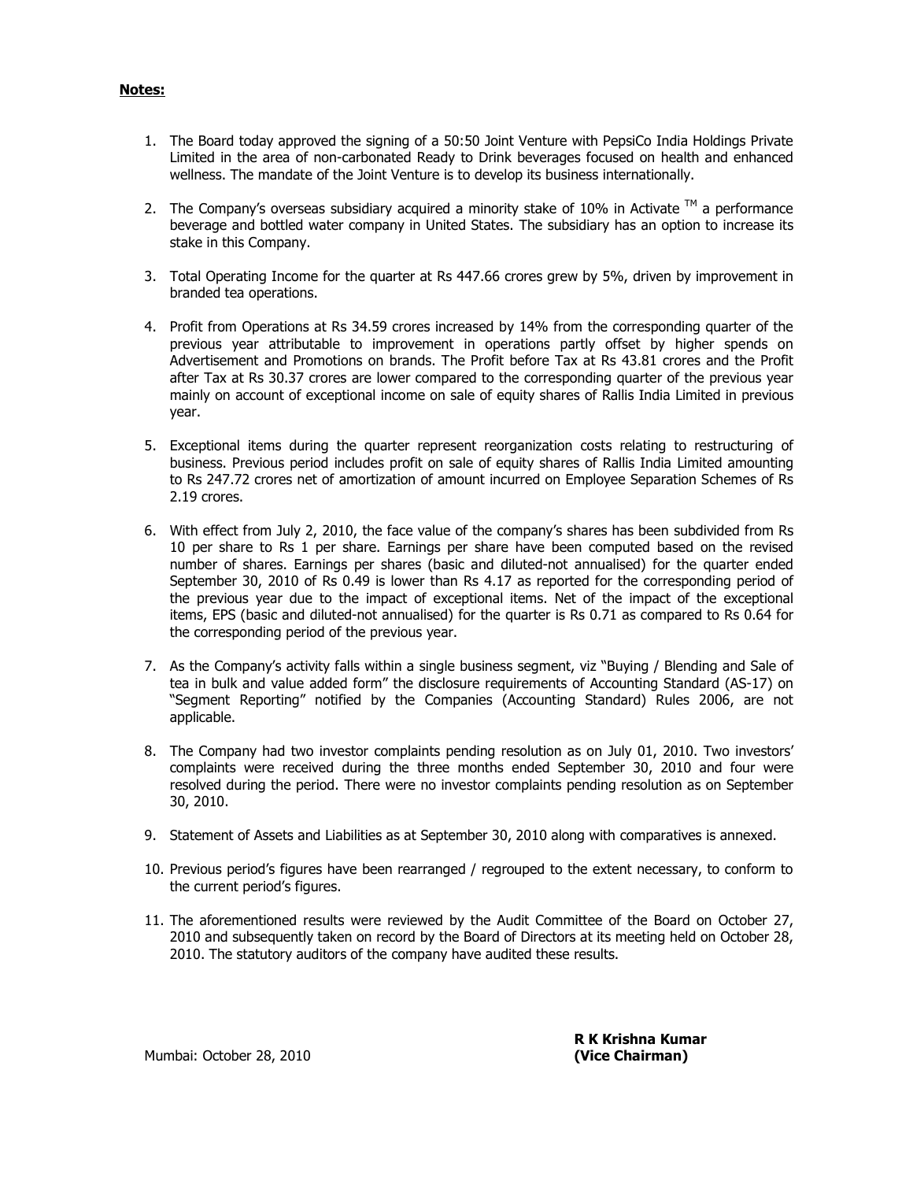**Notes:**

1. The Board today approved the signing of a 50:50 Joint Venture with PepsiCo India Holdings Private Limited in the area of non-carbonated Ready to Drink beverages focused on health and enhanced wellness. The mandate of the Joint Venture is to develop its business internationally.

2. The Company's overseas subsidiary acquired a minority stake of 10% in Activate ™ a performance beverage and bottled water company in United States. The subsidiary has an option to increase its stake in this Company.

3. Total Operating Income for the quarter at Rs 447.66 crores grew by 5%, driven by improvement in branded tea operations.

4. Profit from Operations at Rs 34.59 crores increased by 14% from the corresponding quarter of the previous year attributable to improvement in operations partly offset by higher spends on Advertisement and Promotions on brands. The Profit before Tax at Rs 43.81 crores and the Profit after Tax at Rs 30.37 crores are lower compared to the corresponding quarter of the previous year mainly on account of exceptional income on sale of equity shares of Rallis India Limited in previous year.

5. Exceptional items during the quarter represent reorganization costs relating to restructuring of business. Previous period includes profit on sale of equity shares of Rallis India Limited amounting to Rs 247.72 crores net of amortization of amount incurred on Employee Separation Schemes of Rs 2.19 crores.

6. With effect from July 2, 2010, the face value of the company's shares has been subdivided from Rs 10 per share to Rs 1 per share. Earnings per share have been computed based on the revised number of shares. Earnings per shares (basic and diluted-not annualised) for the quarter ended September 30, 2010 of Rs 0.49 is lower than Rs 4.17 as reported for the corresponding period of the previous year due to the impact of exceptional items. Net of the impact of the exceptional items, EPS (basic and diluted-not annualised) for the quarter is Rs 0.71 as compared to Rs 0.64 for the corresponding period of the previous year.

7. As the Company's activity falls within a single business segment, viz "Buying / Blending and Sale of tea in bulk and value added form" the disclosure requirements of Accounting Standard (AS-17) on "Segment Reporting" notified by the Companies (Accounting Standard) Rules 2006, are not applicable.

8. The Company had two investor complaints pending resolution as on July 01, 2010. Two investors' complaints were received during the three months ended September 30, 2010 and four were resolved during the period. There were no investor complaints pending resolution as on September 30, 2010.

9. Statement of Assets and Liabilities as at September 30, 2010 along with comparatives is annexed.

10. Previous period's figures have been rearranged / regrouped to the extent necessary, to conform to the current period's figures.

11. The aforementioned results were reviewed by the Audit Committee of the Board on October 27, 2010 and subsequently taken on record by the Board of Directors at its meeting held on October 28, 2010. The statutory auditors of the company have audited these results.

Mumbai: October 28, 2010

**R K Krishna Kumar**
**(Vice Chairman)**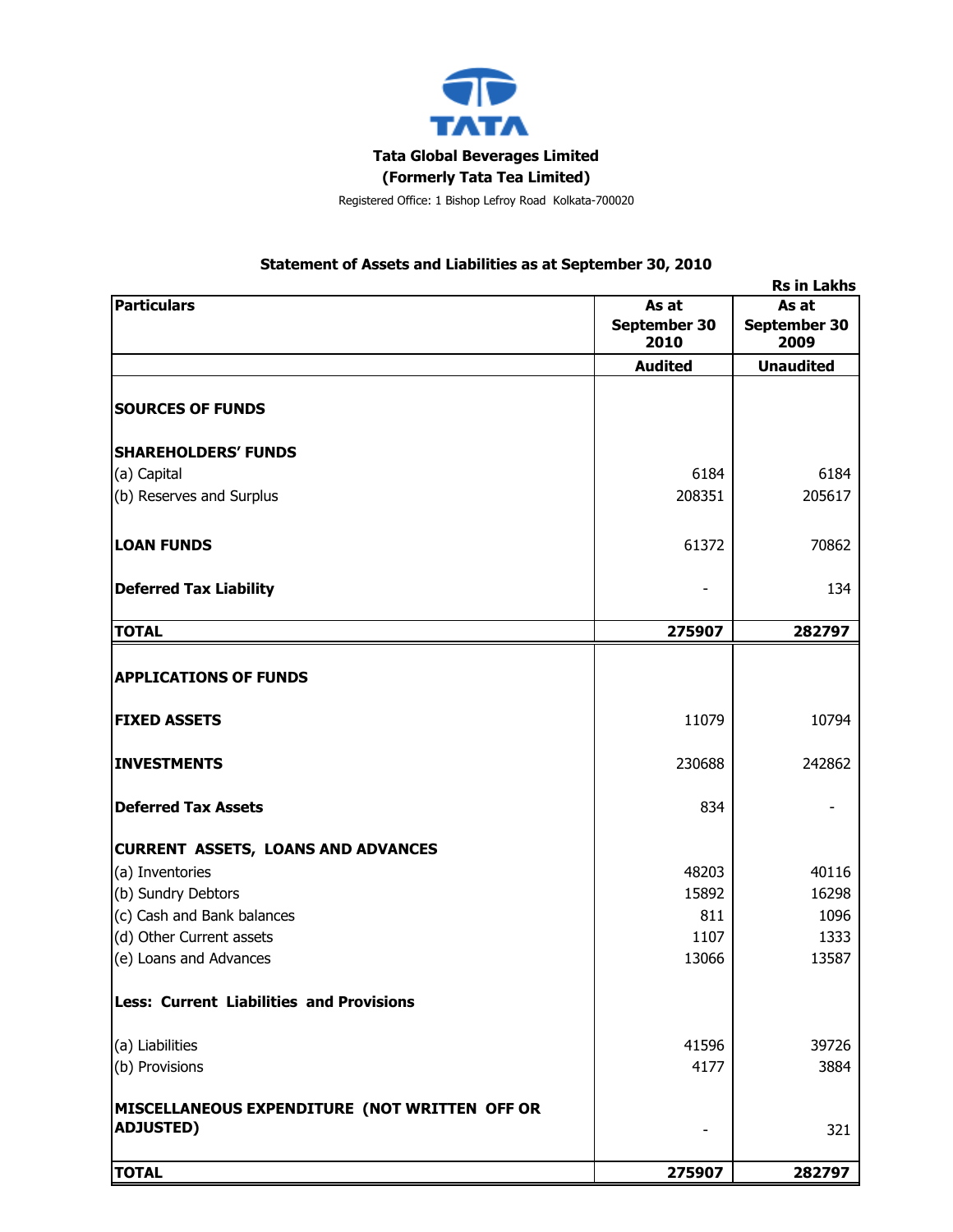**Tata Global Beverages Limited**

**(Formerly Tata Tea Limited)**

Registered Office: 1 Bishop Lefroy Road Kolkata-700020

## Statement of Assets and Liabilities as at September 30, 2010

Rs in Lakhs

| Particulars | As at September 30 2010 | As at September 30 2009 |
|---|---|---|
| | **Audited** | **Unaudited** |
| **SOURCES OF FUNDS** | | |
| **SHAREHOLDERS' FUNDS** | | |
| (a) Capital | 6184 | 6184 |
| (b) Reserves and Surplus | 208351 | 205617 |
| **LOAN FUNDS** | 61372 | 70862 |
| **Deferred Tax Liability** | - | 134 |
| **TOTAL** | **275907** | **282797** |
| **APPLICATIONS OF FUNDS** | | |
| **FIXED ASSETS** | 11079 | 10794 |
| **INVESTMENTS** | 230688 | 242862 |
| **Deferred Tax Assets** | 834 | - |
| **CURRENT ASSETS, LOANS AND ADVANCES** | | |
| (a) Inventories | 48203 | 40116 |
| (b) Sundry Debtors | 15892 | 16298 |
| (c) Cash and Bank balances | 811 | 1096 |
| (d) Other Current assets | 1107 | 1333 |
| (e) Loans and Advances | 13066 | 13587 |
| **Less: Current Liabilities and Provisions** | | |
| (a) Liabilities | 41596 | 39726 |
| (b) Provisions | 4177 | 3884 |
| **MISCELLANEOUS EXPENDITURE (NOT WRITTEN OFF OR ADJUSTED)** | - | 321 |
| **TOTAL** | **275907** | **282797** |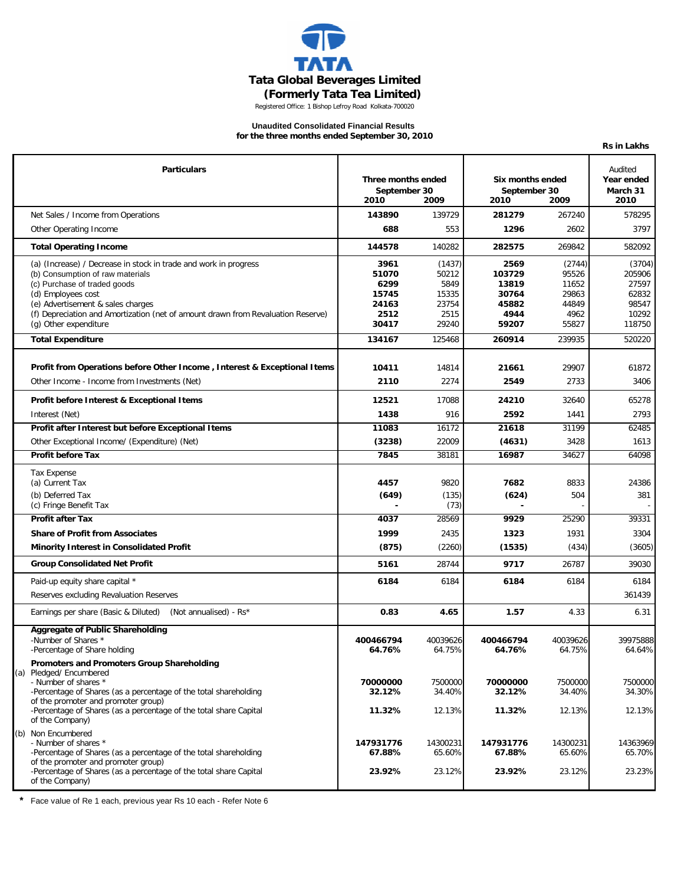# Tata Global Beverages Limited

## (Formerly Tata Tea Limited)

Registered Office: 1 Bishop Lefroy Road Kolkata-700020

### Unaudited Consolidated Financial Results
### for the three months ended September 30, 2010

**Rs in Lakhs**

| Particulars | Three months ended September 30 2010 | Three months ended September 30 2009 | Six months ended September 30 2010 | Six months ended September 30 2009 | Audited Year ended March 31 2010 |
|---|---|---|---|---|---|
| Net Sales / Income from Operations | **143890** | 139729 | **281279** | 267240 | 578295 |
| Other Operating Income | **688** | 553 | **1296** | 2602 | 3797 |
| **Total Operating Income** | **144578** | 140282 | **282575** | 269842 | 582092 |
| (a) (Increase) / Decrease in stock in trade and work in progress | **3961** | (1437) | **2569** | (2744) | (3704) |
| (b) Consumption of raw materials | **51070** | 50212 | **103729** | 95526 | 205906 |
| (c) Purchase of traded goods | **6299** | 5849 | **13819** | 11652 | 27597 |
| (d) Employees cost | **15745** | 15335 | **30764** | 29863 | 62832 |
| (e) Advertisement & sales charges | **24163** | 23754 | **45882** | 44849 | 98547 |
| (f) Depreciation and Amortization (net of amount drawn from Revaluation Reserve) | **2512** | 2515 | **4944** | 4962 | 10292 |
| (g) Other expenditure | **30417** | 29240 | **59207** | 55827 | 118750 |
| **Total Expenditure** | **134167** | 125468 | **260914** | 239935 | 520220 |
| **Profit from Operations before Other Income , Interest & Exceptional Items** | **10411** | 14814 | **21661** | 29907 | 61872 |
| Other Income - Income from Investments (Net) | **2110** | 2274 | **2549** | 2733 | 3406 |
| **Profit before Interest & Exceptional Items** | **12521** | 17088 | **24210** | 32640 | 65278 |
| Interest (Net) | **1438** | 916 | **2592** | 1441 | 2793 |
| **Profit after Interest but before Exceptional Items** | **11083** | 16172 | **21618** | 31199 | 62485 |
| Other Exceptional Income/ (Expenditure) (Net) | **(3238)** | 22009 | **(4631)** | 3428 | 1613 |
| **Profit before Tax** | **7845** | 38181 | **16987** | 34627 | 64098 |
| Tax Expense | | | | | |
| (a) Current Tax | **4457** | 9820 | **7682** | 8833 | 24386 |
| (b) Deferred Tax | **(649)** | (135) | **(624)** | 504 | 381 |
| (c) Fringe Benefit Tax | **-** | (73) | **-** | - | - |
| **Profit after Tax** | **4037** | 28569 | **9929** | 25290 | 39331 |
| **Share of Profit from Associates** | **1999** | 2435 | **1323** | 1931 | 3304 |
| **Minority Interest in Consolidated Profit** | **(875)** | (2260) | **(1535)** | (434) | (3605) |
| **Group Consolidated Net Profit** | **5161** | 28744 | **9717** | 26787 | 39030 |
| Paid-up equity share capital * | **6184** | 6184 | **6184** | 6184 | 6184 |
| Reserves excluding Revaluation Reserves | | | | | 361439 |
| Earnings per share (Basic & Diluted) (Not annualised) - Rs* | **0.83** | **4.65** | **1.57** | 4.33 | 6.31 |
| **Aggregate of Public Shareholding** | | | | | |
| -Number of Shares * | **400466794** | 40039626 | **400466794** | 40039626 | 39975888 |
| -Percentage of Share holding | **64.76%** | 64.75% | **64.76%** | 64.75% | 64.64% |
| **Promoters and Promoters Group Shareholding** | | | | | |
| (a) Pledged/ Encumbered | | | | | |
| - Number of shares * | **70000000** | 7500000 | **70000000** | 7500000 | 7500000 |
| -Percentage of Shares (as a percentage of the total shareholding of the promoter and promoter group) | **32.12%** | 34.40% | **32.12%** | 34.40% | 34.30% |
| -Percentage of Shares (as a percentage of the total share Capital of the Company) | **11.32%** | 12.13% | **11.32%** | 12.13% | 12.13% |
| (b) Non Encumbered | | | | | |
| - Number of shares * | **147931776** | 14300231 | **147931776** | 14300231 | 14363969 |
| -Percentage of Shares (as a percentage of the total shareholding of the promoter and promoter group) | **67.88%** | 65.60% | **67.88%** | 65.60% | 65.70% |
| -Percentage of Shares (as a percentage of the total share Capital of the Company) | **23.92%** | 23.12% | **23.92%** | 23.12% | 23.23% |

**\*** Face value of Re 1 each, previous year Rs 10 each - Refer Note 6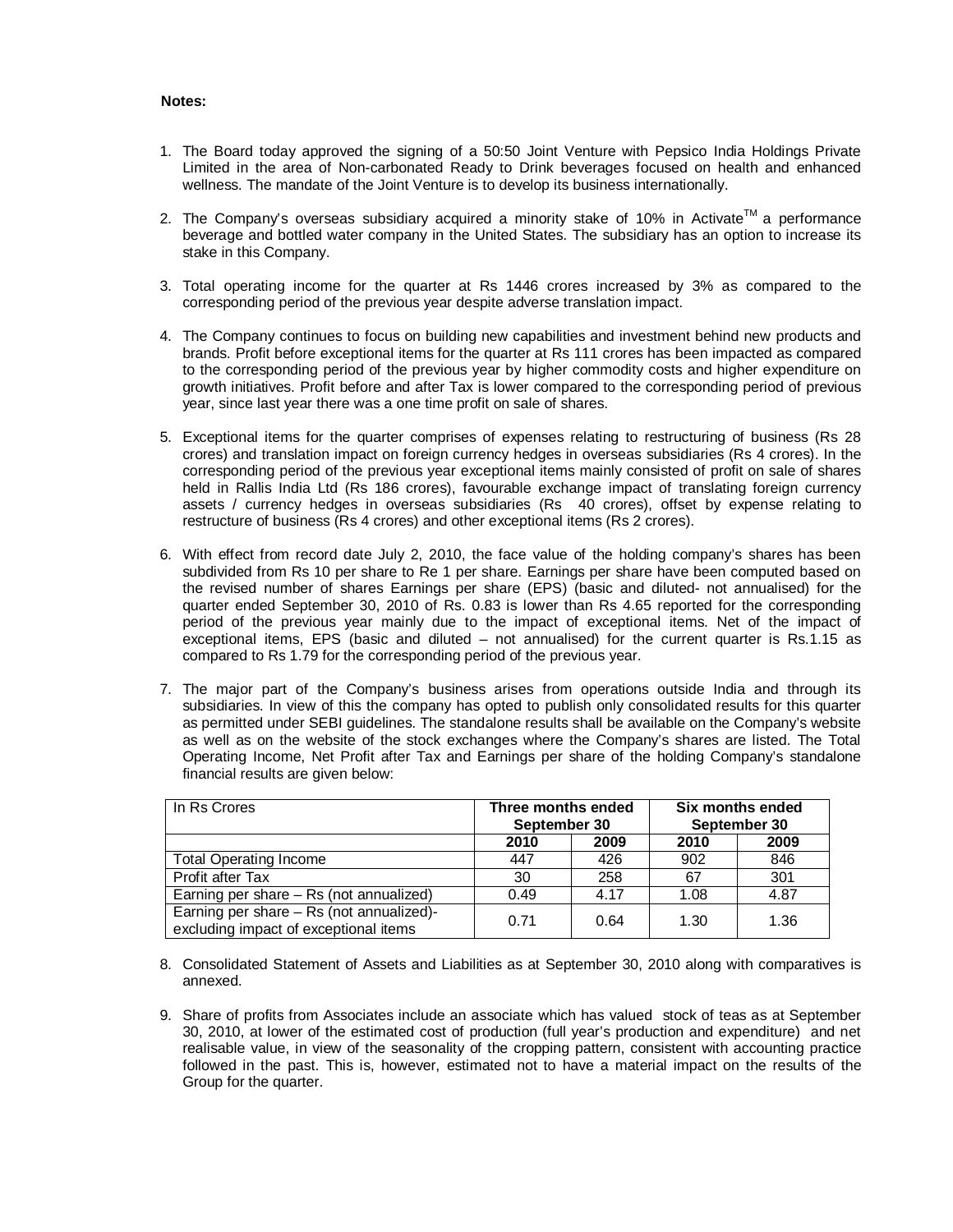**Notes:**

1. The Board today approved the signing of a 50:50 Joint Venture with Pepsico India Holdings Private Limited in the area of Non-carbonated Ready to Drink beverages focused on health and enhanced wellness. The mandate of the Joint Venture is to develop its business internationally.

2. The Company's overseas subsidiary acquired a minority stake of 10% in Activate™ a performance beverage and bottled water company in the United States. The subsidiary has an option to increase its stake in this Company.

3. Total operating income for the quarter at Rs 1446 crores increased by 3% as compared to the corresponding period of the previous year despite adverse translation impact.

4. The Company continues to focus on building new capabilities and investment behind new products and brands. Profit before exceptional items for the quarter at Rs 111 crores has been impacted as compared to the corresponding period of the previous year by higher commodity costs and higher expenditure on growth initiatives. Profit before and after Tax is lower compared to the corresponding period of previous year, since last year there was a one time profit on sale of shares.

5. Exceptional items for the quarter comprises of expenses relating to restructuring of business (Rs 28 crores) and translation impact on foreign currency hedges in overseas subsidiaries (Rs 4 crores). In the corresponding period of the previous year exceptional items mainly consisted of profit on sale of shares held in Rallis India Ltd (Rs 186 crores), favourable exchange impact of translating foreign currency assets / currency hedges in overseas subsidiaries (Rs 40 crores), offset by expense relating to restructure of business (Rs 4 crores) and other exceptional items (Rs 2 crores).

6. With effect from record date July 2, 2010, the face value of the holding company's shares has been subdivided from Rs 10 per share to Re 1 per share. Earnings per share have been computed based on the revised number of shares Earnings per share (EPS) (basic and diluted- not annualised) for the quarter ended September 30, 2010 of Rs. 0.83 is lower than Rs 4.65 reported for the corresponding period of the previous year mainly due to the impact of exceptional items. Net of the impact of exceptional items, EPS (basic and diluted – not annualised) for the current quarter is Rs.1.15 as compared to Rs 1.79 for the corresponding period of the previous year.

7. The major part of the Company's business arises from operations outside India and through its subsidiaries. In view of this the company has opted to publish only consolidated results for this quarter as permitted under SEBI guidelines. The standalone results shall be available on the Company's website as well as on the website of the stock exchanges where the Company's shares are listed. The Total Operating Income, Net Profit after Tax and Earnings per share of the holding Company's standalone financial results are given below:

| In Rs Crores | Three months ended September 30 | | Six months ended September 30 | |
|---|---|---|---|---|
| | 2010 | 2009 | 2010 | 2009 |
| Total Operating Income | 447 | 426 | 902 | 846 |
| Profit after Tax | 30 | 258 | 67 | 301 |
| Earning per share – Rs (not annualized) | 0.49 | 4.17 | 1.08 | 4.87 |
| Earning per share – Rs (not annualized)- excluding impact of exceptional items | 0.71 | 0.64 | 1.30 | 1.36 |

8. Consolidated Statement of Assets and Liabilities as at September 30, 2010 along with comparatives is annexed.

9. Share of profits from Associates include an associate which has valued stock of teas as at September 30, 2010, at lower of the estimated cost of production (full year's production and expenditure) and net realisable value, in view of the seasonality of the cropping pattern, consistent with accounting practice followed in the past. This is, however, estimated not to have a material impact on the results of the Group for the quarter.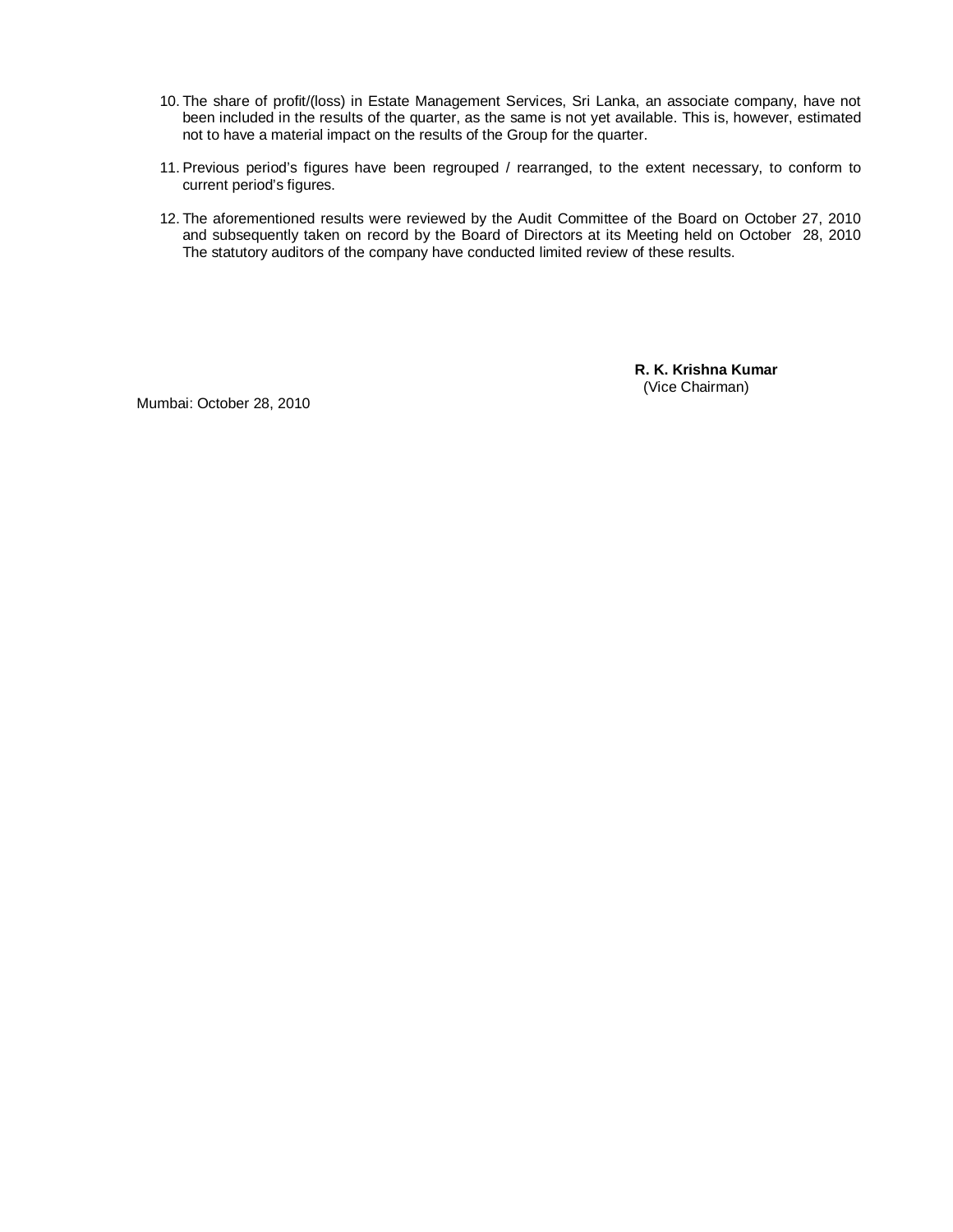10. The share of profit/(loss) in Estate Management Services, Sri Lanka, an associate company, have not been included in the results of the quarter, as the same is not yet available. This is, however, estimated not to have a material impact on the results of the Group for the quarter.

11. Previous period's figures have been regrouped / rearranged, to the extent necessary, to conform to current period's figures.

12. The aforementioned results were reviewed by the Audit Committee of the Board on October 27, 2010 and subsequently taken on record by the Board of Directors at its Meeting held on October 28, 2010 The statutory auditors of the company have conducted limited review of these results.

**R. K. Krishna Kumar**
(Vice Chairman)

Mumbai: October 28, 2010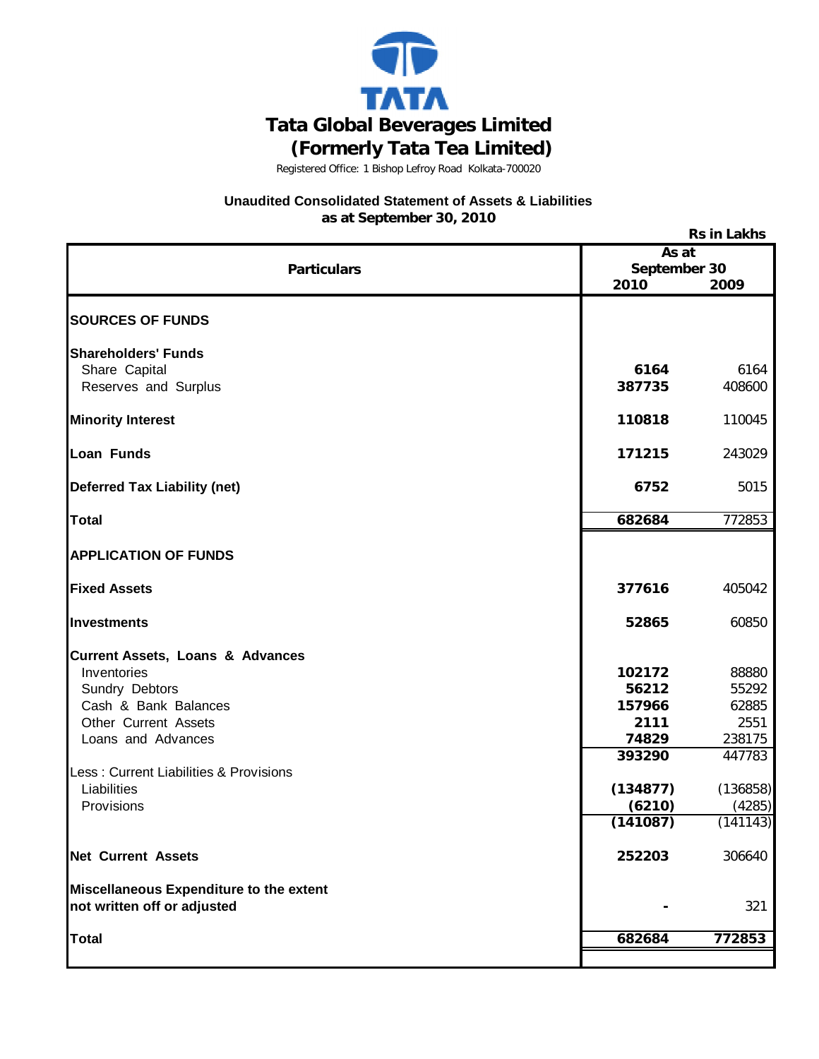# Tata Global Beverages Limited

## (Formerly Tata Tea Limited)

Registered Office: 1 Bishop Lefroy Road Kolkata-700020

### Unaudited Consolidated Statement of Assets & Liabilities as at September 30, 2010

Rs in Lakhs

| Particulars | As at September 30 2010 | 2009 |
|---|---|---|
| **SOURCES OF FUNDS** | | |
| **Shareholders' Funds** | | |
| Share Capital | **6164** | 6164 |
| Reserves and Surplus | **387735** | 408600 |
| **Minority Interest** | **110818** | 110045 |
| **Loan Funds** | **171215** | 243029 |
| **Deferred Tax Liability (net)** | **6752** | 5015 |
| **Total** | **682684** | 772853 |
| **APPLICATION OF FUNDS** | | |
| **Fixed Assets** | **377616** | 405042 |
| **Investments** | **52865** | 60850 |
| **Current Assets, Loans & Advances** | | |
| Inventories | **102172** | 88880 |
| Sundry Debtors | **56212** | 55292 |
| Cash & Bank Balances | **157966** | 62885 |
| Other Current Assets | **2111** | 2551 |
| Loans and Advances | **74829** | 238175 |
| | **393290** | 447783 |
| Less : Current Liabilities & Provisions | | |
| Liabilities | **(134877)** | (136858) |
| Provisions | **(6210)** | (4285) |
| | **(141087)** | (141143) |
| **Net Current Assets** | **252203** | 306640 |
| **Miscellaneous Expenditure to the extent not written off or adjusted** | **-** | 321 |
| **Total** | **682684** | **772853** |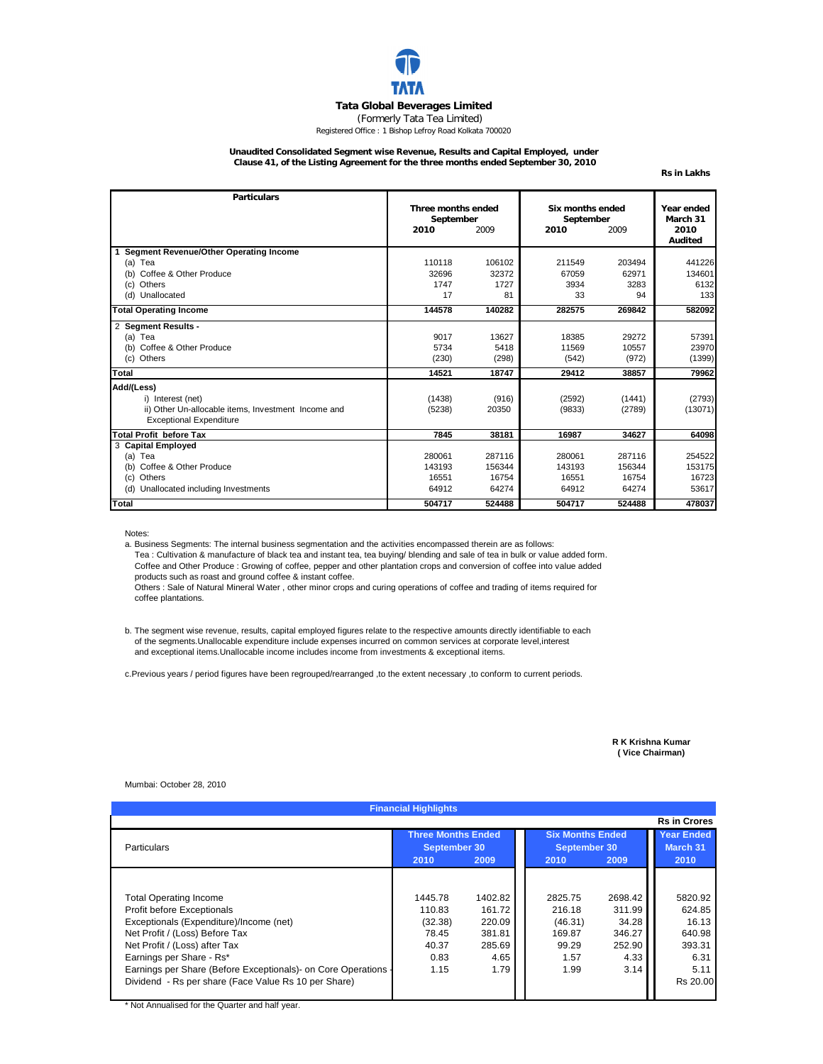**Tata Global Beverages Limited**

(Formerly Tata Tea Limited)

Registered Office : 1 Bishop Lefroy Road Kolkata 700020

**Unaudited Consolidated Segment wise Revenue, Results and Capital Employed, under Clause 41, of the Listing Agreement for the three months ended September 30, 2010**

**Rs in Lakhs**

| Particulars | Three months ended September 2010 | Three months ended September 2009 | Six months ended September 2010 | Six months ended September 2009 | Year ended March 31 2010 Audited |
|---|---|---|---|---|---|
| **1 Segment Revenue/Other Operating Income** | | | | | |
| (a) Tea | 110118 | 106102 | 211549 | 203494 | 441226 |
| (b) Coffee & Other Produce | 32696 | 32372 | 67059 | 62971 | 134601 |
| (c) Others | 1747 | 1727 | 3934 | 3283 | 6132 |
| (d) Unallocated | 17 | 81 | 33 | 94 | 133 |
| **Total Operating Income** | **144578** | **140282** | **282575** | **269842** | **582092** |
| 2 Segment Results - | | | | | |
| (a) Tea | 9017 | 13627 | 18385 | 29272 | 57391 |
| (b) Coffee & Other Produce | 5734 | 5418 | 11569 | 10557 | 23970 |
| (c) Others | (230) | (298) | (542) | (972) | (1399) |
| **Total** | **14521** | **18747** | **29412** | **38857** | **79962** |
| **Add/(Less)** | | | | | |
| i) Interest (net) | (1438) | (916) | (2592) | (1441) | (2793) |
| ii) Other Un-allocable items, Investment Income and Exceptional Expenditure | (5238) | 20350 | (9833) | (2789) | (13071) |
| **Total Profit before Tax** | **7845** | **38181** | **16987** | **34627** | **64098** |
| **3 Capital Employed** | | | | | |
| (a) Tea | 280061 | 287116 | 280061 | 287116 | 254522 |
| (b) Coffee & Other Produce | 143193 | 156344 | 143193 | 156344 | 153175 |
| (c) Others | 16551 | 16754 | 16551 | 16754 | 16723 |
| (d) Unallocated including Investments | 64912 | 64274 | 64912 | 64274 | 53617 |
| **Total** | **504717** | **524488** | **504717** | **524488** | **478037** |

Notes:

a. Business Segments: The internal business segmentation and the activities encompassed therein are as follows:
Tea : Cultivation & manufacture of black tea and instant tea, tea buying/ blending and sale of tea in bulk or value added form.
Coffee and Other Produce : Growing of coffee, pepper and other plantation crops and conversion of coffee into value added products such as roast and ground coffee & instant coffee.
Others : Sale of Natural Mineral Water , other minor crops and curing operations of coffee and trading of items required for coffee plantations.

b. The segment wise revenue, results, capital employed figures relate to the respective amounts directly identifiable to each of the segments.Unallocable expenditure include expenses incurred on common services at corporate level,interest and exceptional items.Unallocable income includes income from investments & exceptional items.

c.Previous years / period figures have been regrouped/rearranged ,to the extent necessary ,to conform to current periods.

**R K Krishna Kumar**
**( Vice Chairman)**

Mumbai: October 28, 2010

**Financial Highlights**

**Rs in Crores**

| Particulars | Three Months Ended September 30 2010 | Three Months Ended September 30 2009 | Six Months Ended September 30 2010 | Six Months Ended September 30 2009 | Year Ended March 31 2010 |
|---|---|---|---|---|---|
| Total Operating Income | 1445.78 | 1402.82 | 2825.75 | 2698.42 | 5820.92 |
| Profit before Exceptionals | 110.83 | 161.72 | 216.18 | 311.99 | 624.85 |
| Exceptionals (Expenditure)/Income (net) | (32.38) | 220.09 | (46.31) | 34.28 | 16.13 |
| Net Profit / (Loss) Before Tax | 78.45 | 381.81 | 169.87 | 346.27 | 640.98 |
| Net Profit / (Loss) after Tax | 40.37 | 285.69 | 99.29 | 252.90 | 393.31 |
| Earnings per Share - Rs* | 0.83 | 4.65 | 1.57 | 4.33 | 6.31 |
| Earnings per Share (Before Exceptionals)- on Core Operations | 1.15 | 1.79 | 1.99 | 3.14 | 5.11 |
| Dividend - Rs per share (Face Value Rs 10 per Share) | | | | | Rs 20.00 |

\* Not Annualised for the Quarter and half year.